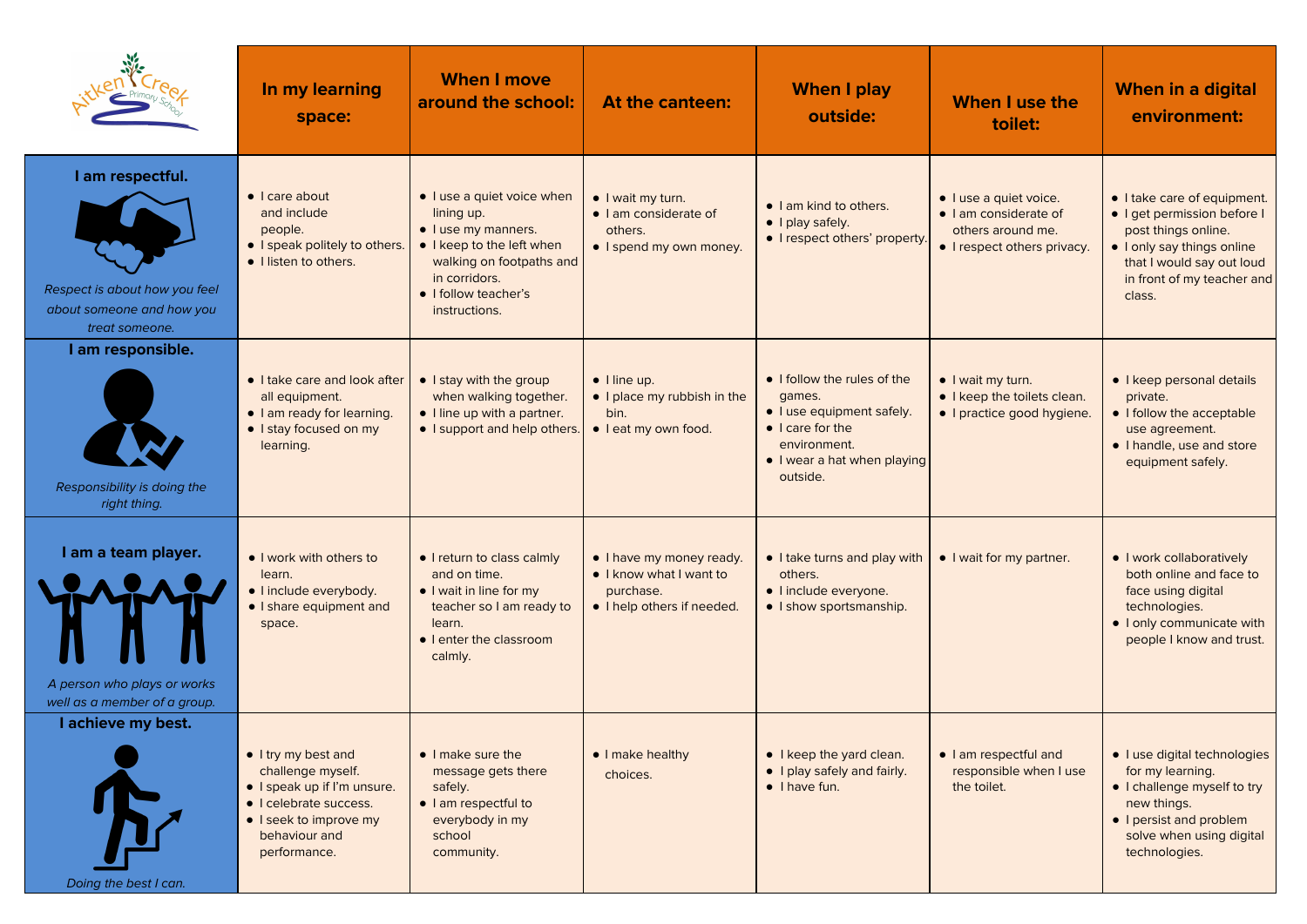| Aitken Creek Primary School | In my learning space: | When I move around the school: | At the canteen: | When I play outside: | When I use the toilet: | When in a digital environment: |
|---|---|---|---|---|---|---|
| **I am respectful.** *Respect is about how you feel about someone and how you treat someone.* | • I care about and include people.<br>• I speak politely to others.<br>• I listen to others. | • I use a quiet voice when lining up.<br>• I use my manners.<br>• I keep to the left when walking on footpaths and in corridors.<br>• I follow teacher's instructions. | • I wait my turn.<br>• I am considerate of others.<br>• I spend my own money. | • I am kind to others.<br>• I play safely.<br>• I respect others' property. | • I use a quiet voice.<br>• I am considerate of others around me.<br>• I respect others privacy. | • I take care of equipment.<br>• I get permission before I post things online.<br>• I only say things online that I would say out loud in front of my teacher and class. |
| **I am responsible.** *Responsibility is doing the right thing.* | • I take care and look after all equipment.<br>• I am ready for learning.<br>• I stay focused on my learning. | • I stay with the group when walking together.<br>• I line up with a partner.<br>• I support and help others. | • I line up.<br>• I place my rubbish in the bin.<br>• I eat my own food. | • I follow the rules of the games.<br>• I use equipment safely.<br>• I care for the environment.<br>• I wear a hat when playing outside. | • I wait my turn.<br>• I keep the toilets clean.<br>• I practice good hygiene. | • I keep personal details private.<br>• I follow the acceptable use agreement.<br>• I handle, use and store equipment safely. |
| **I am a team player.** *A person who plays or works well as a member of a group.* | • I work with others to learn.<br>• I include everybody.<br>• I share equipment and space. | • I return to class calmly and on time.<br>• I wait in line for my teacher so I am ready to learn.<br>• I enter the classroom calmly. | • I have my money ready.<br>• I know what I want to purchase.<br>• I help others if needed. | • I take turns and play with others.<br>• I include everyone.<br>• I show sportsmanship. | • I wait for my partner. | • I work collaboratively both online and face to face using digital technologies.<br>• I only communicate with people I know and trust. |
| **I achieve my best.** *Doing the best I can.* | • I try my best and challenge myself.<br>• I speak up if I'm unsure.<br>• I celebrate success.<br>• I seek to improve my behaviour and performance. | • I make sure the message gets there safely.<br>• I am respectful to everybody in my school community. | • I make healthy choices. | • I keep the yard clean.<br>• I play safely and fairly.<br>• I have fun. | • I am respectful and responsible when I use the toilet. | • I use digital technologies for my learning.<br>• I challenge myself to try new things.<br>• I persist and problem solve when using digital technologies. |